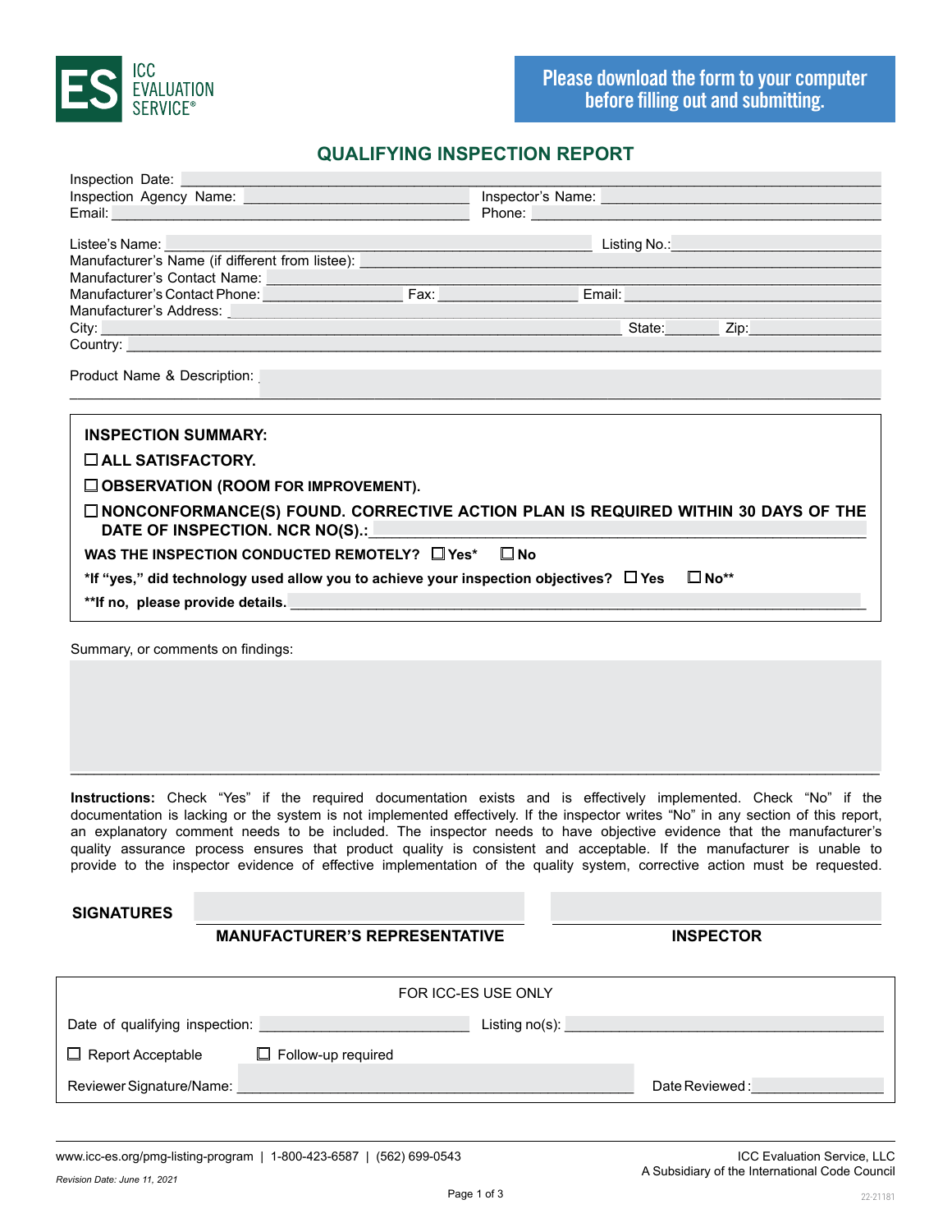ICC EVALUATION SERVICE®

**Please download the form to your computer before filling out and submitting.**

## QUALIFYING INSPECTION REPORT

Inspection Date: \_\_\_\_\_\_\_\_\_\_\_\_\_\_\_\_\_\_\_\_\_\_\_\_\_\_\_\_\_\_\_\_\_\_\_\_\_\_\_\_

Inspection Agency Name: \_\_\_\_\_\_\_\_\_\_\_\_\_\_\_\_\_\_\_\_ Inspector's Name: \_\_\_\_\_\_\_\_\_\_\_\_\_\_\_\_\_\_\_\_

Email: \_\_\_\_\_\_\_\_\_\_\_\_\_\_\_\_\_\_\_\_ Phone: \_\_\_\_\_\_\_\_\_\_\_\_\_\_\_\_\_\_\_\_

Listee's Name: \_\_\_\_\_\_\_\_\_\_\_\_\_\_\_\_\_\_\_\_ Listing No.: \_\_\_\_\_\_\_\_\_\_\_\_

Manufacturer's Name (if different from listee): \_\_\_\_\_\_\_\_\_\_\_\_\_\_\_\_\_\_\_\_

Manufacturer's Contact Name: \_\_\_\_\_\_\_\_\_\_\_\_\_\_\_\_\_\_\_\_

Manufacturer's Contact Phone: \_\_\_\_\_\_\_\_\_\_\_\_ Fax: \_\_\_\_\_\_\_\_\_\_\_\_ Email: \_\_\_\_\_\_\_\_\_\_\_\_

Manufacturer's Address: \_\_\_\_\_\_\_\_\_\_\_\_\_\_\_\_\_\_\_\_

City: \_\_\_\_\_\_\_\_\_\_\_\_\_\_\_\_\_\_\_\_ State: \_\_\_\_\_\_ Zip: \_\_\_\_\_\_\_\_

Country: \_\_\_\_\_\_\_\_\_\_\_\_\_\_\_\_\_\_\_\_

Product Name & Description: \_\_\_\_\_\_\_\_\_\_\_\_\_\_\_\_\_\_\_\_

**INSPECTION SUMMARY:**

☐ **ALL SATISFACTORY.**

☐ **OBSERVATION (ROOM FOR IMPROVEMENT).**

☐ **NONCONFORMANCE(S) FOUND. CORRECTIVE ACTION PLAN IS REQUIRED WITHIN 30 DAYS OF THE DATE OF INSPECTION. NCR NO(S).:** \_\_\_\_\_\_\_\_\_\_\_\_\_\_\_\_\_\_\_\_

**WAS THE INSPECTION CONDUCTED REMOTELY?** ☐ **Yes*** ☐ **No**

***If "yes," did technology used allow you to achieve your inspection objectives?** ☐ **Yes** ☐ **No****

****If no, please provide details.** \_\_\_\_\_\_\_\_\_\_\_\_\_\_\_\_\_\_\_\_

Summary, or comments on findings:

\_\_\_\_\_\_\_\_\_\_\_\_\_\_\_\_\_\_\_\_\_\_\_\_\_\_\_\_\_\_\_\_\_\_\_\_\_\_\_\_

**Instructions:** Check "Yes" if the required documentation exists and is effectively implemented. Check "No" if the documentation is lacking or the system is not implemented effectively. If the inspector writes "No" in any section of this report, an explanatory comment needs to be included. The inspector needs to have objective evidence that the manufacturer's quality assurance process ensures that product quality is consistent and acceptable. If the manufacturer is unable to provide to the inspector evidence of effective implementation of the quality system, corrective action must be requested.

**SIGNATURES**

\_\_\_\_\_\_\_\_\_\_\_\_\_\_\_\_\_\_\_\_ \_\_\_\_\_\_\_\_\_\_\_\_\_\_\_\_\_\_\_\_

**MANUFACTURER'S REPRESENTATIVE** **INSPECTOR**

FOR ICC-ES USE ONLY

Date of qualifying inspection: \_\_\_\_\_\_\_\_\_\_\_\_\_\_ Listing no(s): \_\_\_\_\_\_\_\_\_\_\_\_\_\_

☐ Report Acceptable ☐ Follow-up required

Reviewer Signature/Name: \_\_\_\_\_\_\_\_\_\_\_\_\_\_\_\_\_\_\_\_ Date Reviewed: \_\_\_\_\_\_\_\_\_\_\_\_

www.icc-es.org/pmg-listing-program | 1-800-423-6587 | (562) 699-0543

ICC Evaluation Service, LLC
A Subsidiary of the International Code Council

*Revision Date: June 11, 2021*

22-21181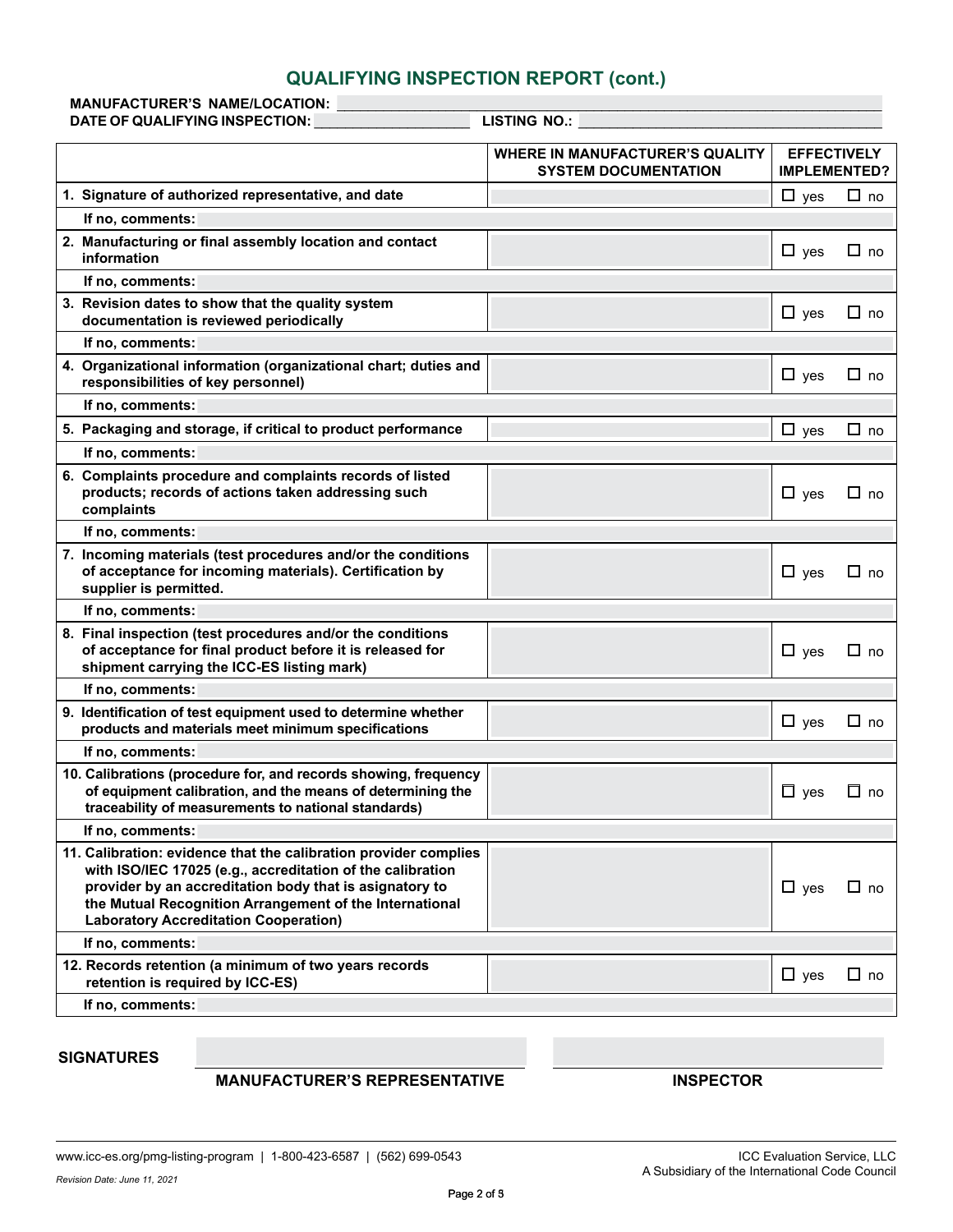## QUALIFYING INSPECTION REPORT (cont.)

**MANUFACTURER'S NAME/LOCATION:** ______________________________________________

**DATE OF QUALIFYING INSPECTION:** ____________________ **LISTING NO.:** ______________________________________

| | WHERE IN MANUFACTURER'S QUALITY SYSTEM DOCUMENTATION | EFFECTIVELY IMPLEMENTED? |
|---|---|---|
| **1. Signature of authorized representative, and date** | | ☐ yes ☐ no |
| **If no, comments:** | | |
| **2. Manufacturing or final assembly location and contact information** | | ☐ yes ☐ no |
| **If no, comments:** | | |
| **3. Revision dates to show that the quality system documentation is reviewed periodically** | | ☐ yes ☐ no |
| **If no, comments:** | | |
| **4. Organizational information (organizational chart; duties and responsibilities of key personnel)** | | ☐ yes ☐ no |
| **If no, comments:** | | |
| **5. Packaging and storage, if critical to product performance** | | ☐ yes ☐ no |
| **If no, comments:** | | |
| **6. Complaints procedure and complaints records of listed products; records of actions taken addressing such complaints** | | ☐ yes ☐ no |
| **If no, comments:** | | |
| **7. Incoming materials (test procedures and/or the conditions of acceptance for incoming materials). Certification by supplier is permitted.** | | ☐ yes ☐ no |
| **If no, comments:** | | |
| **8. Final inspection (test procedures and/or the conditions of acceptance for final product before it is released for shipment carrying the ICC-ES listing mark)** | | ☐ yes ☐ no |
| **If no, comments:** | | |
| **9. Identification of test equipment used to determine whether products and materials meet minimum specifications** | | ☐ yes ☐ no |
| **If no, comments:** | | |
| **10. Calibrations (procedure for, and records showing, frequency of equipment calibration, and the means of determining the traceability of measurements to national standards)** | | ☐ yes ☐ no |
| **If no, comments:** | | |
| **11. Calibration: evidence that the calibration provider complies with ISO/IEC 17025 (e.g., accreditation of the calibration provider by an accreditation body that is asignatory to the Mutual Recognition Arrangement of the International Laboratory Accreditation Cooperation)** | | ☐ yes ☐ no |
| **If no, comments:** | | |
| **12. Records retention (a minimum of two years records retention is required by ICC-ES)** | | ☐ yes ☐ no |
| **If no, comments:** | | |

**SIGNATURES**

______________________________ **MANUFACTURER'S REPRESENTATIVE**

______________________________ **INSPECTOR**

www.icc-es.org/pmg-listing-program | 1-800-423-6587 | (562) 699-0543

ICC Evaluation Service, LLC
A Subsidiary of the International Code Council

*Revision Date: June 11, 2021*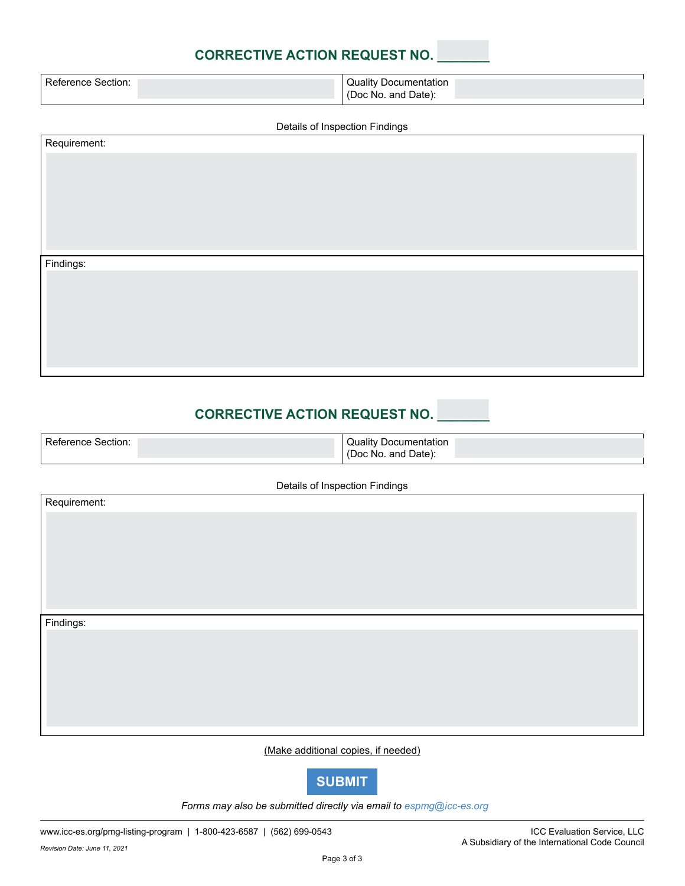## CORRECTIVE ACTION REQUEST NO. _______

| | |
|---|---|
| Reference Section: | Quality Documentation (Doc No. and Date): |

Details of Inspection Findings

| |
|---|
| Requirement: |
| Findings: |

## CORRECTIVE ACTION REQUEST NO. _______

| | |
|---|---|
| Reference Section: | Quality Documentation (Doc No. and Date): |

Details of Inspection Findings

| |
|---|
| Requirement: |
| Findings: |

(Make additional copies, if needed)

**SUBMIT**

*Forms may also be submitted directly via email to espmg@icc-es.org*

www.icc-es.org/pmg-listing-program | 1-800-423-6587 | (562) 699-0543

ICC Evaluation Service, LLC
A Subsidiary of the International Code Council

*Revision Date: June 11, 2021*